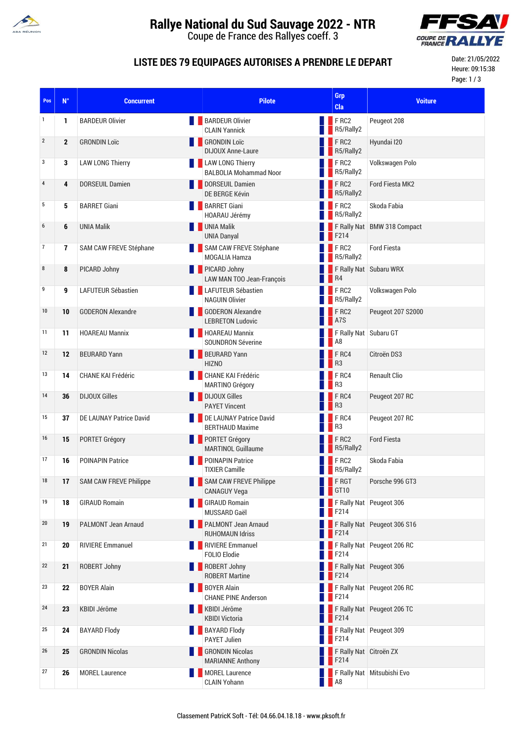# Rallye National du Sud Sauvage 2022 - NTR

Coupe de France des Rallyes coeff. 3

## LISTE DES 79 EQUIPAGES AUTORISES A PRENDRE LE DEPART

Date: 21/05/2022
Heure: 09:15:38

| Pos | N° | Concurrent | Pilote | Grp Cla | Voiture |
|---|---|---|---|---|---|
| 1 | 1 | BARDEUR Olivier | BARDEUR Olivier<br>CLAIN Yannick | F RC2<br>R5/Rally2 | Peugeot 208 |
| 2 | 2 | GRONDIN Loïc | GRONDIN Loïc<br>DIJOUX Anne-Laure | F RC2<br>R5/Rally2 | Hyundai I20 |
| 3 | 3 | LAW LONG Thierry | LAW LONG Thierry<br>BALBOLIA Mohammad Noor | F RC2<br>R5/Rally2 | Volkswagen Polo |
| 4 | 4 | DORSEUIL Damien | DORSEUIL Damien<br>DE BERGE Kévin | F RC2<br>R5/Rally2 | Ford Fiesta MK2 |
| 5 | 5 | BARRET Giani | BARRET Giani<br>HOARAU Jérémy | F RC2<br>R5/Rally2 | Skoda Fabia |
| 6 | 6 | UNIA Malik | UNIA Malik<br>UNIA Danyal | F Rally Nat<br>F214 | BMW 318 Compact |
| 7 | 7 | SAM CAW FREVE Stéphane | SAM CAW FREVE Stéphane<br>MOGALIA Hamza | F RC2<br>R5/Rally2 | Ford Fiesta |
| 8 | 8 | PICARD Johny | PICARD Johny<br>LAW MAN TOO Jean-François | F Rally Nat<br>R4 | Subaru WRX |
| 9 | 9 | LAFUTEUR Sébastien | LAFUTEUR Sébastien<br>NAGUIN Olivier | F RC2<br>R5/Rally2 | Volkswagen Polo |
| 10 | 10 | GODERON Alexandre | GODERON Alexandre<br>LEBRETON Ludovic | F RC2<br>A7S | Peugeot 207 S2000 |
| 11 | 11 | HOAREAU Mannix | HOAREAU Mannix<br>SOUNDRON Séverine | F Rally Nat<br>A8 | Subaru GT |
| 12 | 12 | BEURARD Yann | BEURARD Yann<br>HIZNO | F RC4<br>R3 | Citroën DS3 |
| 13 | 14 | CHANE KAI Frédéric | CHANE KAI Frédéric<br>MARTINO Grégory | F RC4<br>R3 | Renault Clio |
| 14 | 36 | DIJOUX Gilles | DIJOUX Gilles<br>PAYET Vincent | F RC4<br>R3 | Peugeot 207 RC |
| 15 | 37 | DE LAUNAY Patrice David | DE LAUNAY Patrice David<br>BERTHAUD Maxime | F RC4<br>R3 | Peugeot 207 RC |
| 16 | 15 | PORTET Grégory | PORTET Grégory<br>MARTINOL Guillaume | F RC2<br>R5/Rally2 | Ford Fiesta |
| 17 | 16 | POINAPIN Patrice | POINAPIN Patrice<br>TIXIER Camille | F RC2<br>R5/Rally2 | Skoda Fabia |
| 18 | 17 | SAM CAW FREVE Philippe | SAM CAW FREVE Philippe<br>CANAGUY Vega | F RGT<br>GT10 | Porsche 996 GT3 |
| 19 | 18 | GIRAUD Romain | GIRAUD Romain<br>MUSSARD Gaël | F Rally Nat<br>F214 | Peugeot 306 |
| 20 | 19 | PALMONT Jean Arnaud | PALMONT Jean Arnaud<br>RUHOMAUN Idriss | F Rally Nat<br>F214 | Peugeot 306 S16 |
| 21 | 20 | RIVIERE Emmanuel | RIVIERE Emmanuel<br>FOLIO Elodie | F Rally Nat<br>F214 | Peugeot 206 RC |
| 22 | 21 | ROBERT Johny | ROBERT Johny<br>ROBERT Martine | F Rally Nat<br>F214 | Peugeot 306 |
| 23 | 22 | BOYER Alain | BOYER Alain<br>CHANE PINE Anderson | F Rally Nat<br>F214 | Peugeot 206 RC |
| 24 | 23 | KBIDI Jérôme | KBIDI Jérôme<br>KBIDI Victoria | F Rally Nat<br>F214 | Peugeot 206 TC |
| 25 | 24 | BAYARD Flody | BAYARD Flody<br>PAYET Julien | F Rally Nat<br>F214 | Peugeot 309 |
| 26 | 25 | GRONDIN Nicolas | GRONDIN Nicolas<br>MARIANNE Anthony | F Rally Nat<br>F214 | Citroën ZX |
| 27 | 26 | MOREL Laurence | MOREL Laurence<br>CLAIN Yohann | F Rally Nat<br>A8 | Mitsubishi Evo |

Classement PatricK Soft - Tél: 04.66.04.18.18 - www.pksoft.fr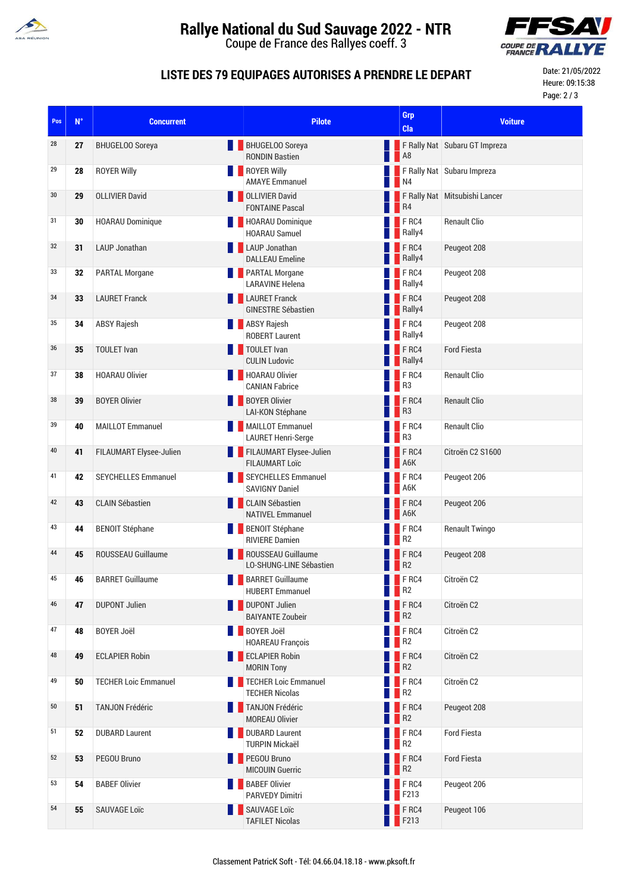# Rallye National du Sud Sauvage 2022 - NTR

Coupe de France des Rallyes coeff. 3

## LISTE DES 79 EQUIPAGES AUTORISES A PRENDRE LE DEPART

Date: 21/05/2022
Heure: 09:15:38

| Pos | N° | Concurrent | Pilote | Grp Cla | Voiture |
|---|---|---|---|---|---|
| 28 | 27 | BHUGELOO Soreya | BHUGELOO Soreya<br>RONDIN Bastien | F Rally Nat<br>A8 | Subaru GT Impreza |
| 29 | 28 | ROYER Willy | ROYER Willy<br>AMAYE Emmanuel | F Rally Nat<br>N4 | Subaru Impreza |
| 30 | 29 | OLLIVIER David | OLLIVIER David<br>FONTAINE Pascal | F Rally Nat<br>R4 | Mitsubishi Lancer |
| 31 | 30 | HOARAU Dominique | HOARAU Dominique<br>HOARAU Samuel | F RC4<br>Rally4 | Renault Clio |
| 32 | 31 | LAUP Jonathan | LAUP Jonathan<br>DALLEAU Emeline | F RC4<br>Rally4 | Peugeot 208 |
| 33 | 32 | PARTAL Morgane | PARTAL Morgane<br>LARAVINE Helena | F RC4<br>Rally4 | Peugeot 208 |
| 34 | 33 | LAURET Franck | LAURET Franck<br>GINESTRE Sébastien | F RC4<br>Rally4 | Peugeot 208 |
| 35 | 34 | ABSY Rajesh | ABSY Rajesh<br>ROBERT Laurent | F RC4<br>Rally4 | Peugeot 208 |
| 36 | 35 | TOULET Ivan | TOULET Ivan<br>CULIN Ludovic | F RC4<br>Rally4 | Ford Fiesta |
| 37 | 38 | HOARAU Olivier | HOARAU Olivier<br>CANIAN Fabrice | F RC4<br>R3 | Renault Clio |
| 38 | 39 | BOYER Olivier | BOYER Olivier<br>LAI-KON Stéphane | F RC4<br>R3 | Renault Clio |
| 39 | 40 | MAILLOT Emmanuel | MAILLOT Emmanuel<br>LAURET Henri-Serge | F RC4<br>R3 | Renault Clio |
| 40 | 41 | FILAUMART Elysee-Julien | FILAUMART Elysee-Julien<br>FILAUMART Loïc | F RC4<br>A6K | Citroën C2 S1600 |
| 41 | 42 | SEYCHELLES Emmanuel | SEYCHELLES Emmanuel<br>SAVIGNY Daniel | F RC4<br>A6K | Peugeot 206 |
| 42 | 43 | CLAIN Sébastien | CLAIN Sébastien<br>NATIVEL Emmanuel | F RC4<br>A6K | Peugeot 206 |
| 43 | 44 | BENOIT Stéphane | BENOIT Stéphane<br>RIVIERE Damien | F RC4<br>R2 | Renault Twingo |
| 44 | 45 | ROUSSEAU Guillaume | ROUSSEAU Guillaume<br>LO-SHUNG-LINE Sébastien | F RC4<br>R2 | Peugeot 208 |
| 45 | 46 | BARRET Guillaume | BARRET Guillaume<br>HUBERT Emmanuel | F RC4<br>R2 | Citroën C2 |
| 46 | 47 | DUPONT Julien | DUPONT Julien<br>BAIYANTE Zoubeir | F RC4<br>R2 | Citroën C2 |
| 47 | 48 | BOYER Joël | BOYER Joël<br>HOAREAU François | F RC4<br>R2 | Citroën C2 |
| 48 | 49 | ECLAPIER Robin | ECLAPIER Robin<br>MORIN Tony | F RC4<br>R2 | Citroën C2 |
| 49 | 50 | TECHER Loic Emmanuel | TECHER Loic Emmanuel<br>TECHER Nicolas | F RC4<br>R2 | Citroën C2 |
| 50 | 51 | TANJON Frédéric | TANJON Frédéric<br>MOREAU Olivier | F RC4<br>R2 | Peugeot 208 |
| 51 | 52 | DUBARD Laurent | DUBARD Laurent<br>TURPIN Mickaël | F RC4<br>R2 | Ford Fiesta |
| 52 | 53 | PEGOU Bruno | PEGOU Bruno<br>MICOUIN Guerric | F RC4<br>R2 | Ford Fiesta |
| 53 | 54 | BABEF Olivier | BABEF Olivier<br>PARVEDY Dimitri | F RC4<br>F213 | Peugeot 206 |
| 54 | 55 | SAUVAGE Loïc | SAUVAGE Loïc<br>TAFILET Nicolas | F RC4<br>F213 | Peugeot 106 |

Classement PatricK Soft - Tél: 04.66.04.18.18 - www.pksoft.fr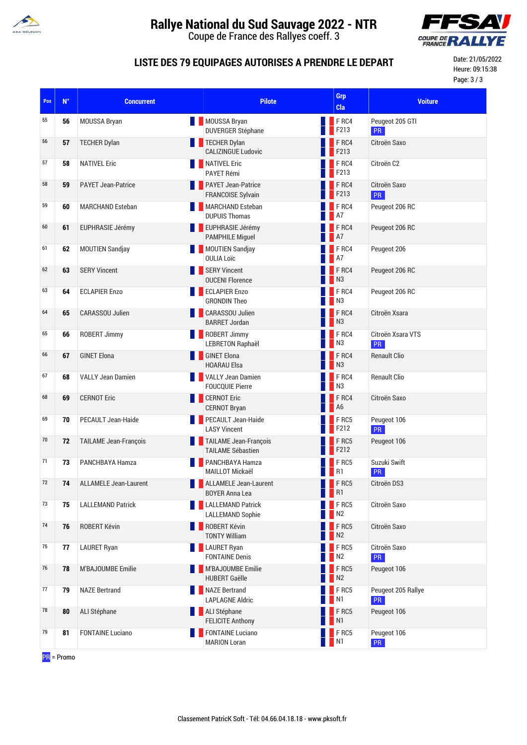# Rallye National du Sud Sauvage 2022 - NTR

Coupe de France des Rallyes coeff. 3

## LISTE DES 79 EQUIPAGES AUTORISES A PRENDRE LE DEPART

Date: 21/05/2022
Heure: 09:15:38
Page: 3 / 3

| Pos | N° | Concurrent | Pilote | Grp Cla | Voiture |
|---|---|---|---|---|---|
| 55 | 56 | MOUSSA Bryan | MOUSSA Bryan<br>DUVERGER Stéphane | F RC4<br>F213 | Peugeot 205 GTI<br>PR |
| 56 | 57 | TECHER Dylan | TECHER Dylan<br>CALIZINGUE Ludovic | F RC4<br>F213 | Citroën Saxo |
| 57 | 58 | NATIVEL Eric | NATIVEL Eric<br>PAYET Rémi | F RC4<br>F213 | Citroën C2 |
| 58 | 59 | PAYET Jean-Patrice | PAYET Jean-Patrice<br>FRANCOISE Sylvain | F RC4<br>F213 | Citroën Saxo<br>PR |
| 59 | 60 | MARCHAND Esteban | MARCHAND Esteban<br>DUPUIS Thomas | F RC4<br>A7 | Peugeot 206 RC |
| 60 | 61 | EUPHRASIE Jérémy | EUPHRASIE Jérémy<br>PAMPHILE Miguel | F RC4<br>A7 | Peugeot 206 RC |
| 61 | 62 | MOUTIEN Sandjay | MOUTIEN Sandjay<br>OULIA Loïc | F RC4<br>A7 | Peugeot 206 |
| 62 | 63 | SERY Vincent | SERY Vincent<br>OUCENI Florence | F RC4<br>N3 | Peugeot 206 RC |
| 63 | 64 | ECLAPIER Enzo | ECLAPIER Enzo<br>GRONDIN Theo | F RC4<br>N3 | Peugeot 206 RC |
| 64 | 65 | CARASSOU Julien | CARASSOU Julien<br>BARRET Jordan | F RC4<br>N3 | Citroën Xsara |
| 65 | 66 | ROBERT Jimmy | ROBERT Jimmy<br>LEBRETON Raphaël | F RC4<br>N3 | Citroën Xsara VTS<br>PR |
| 66 | 67 | GINET Elona | GINET Elona<br>HOARAU Elsa | F RC4<br>N3 | Renault Clio |
| 67 | 68 | VALLY Jean Damien | VALLY Jean Damien<br>FOUCQUIE Pierre | F RC4<br>N3 | Renault Clio |
| 68 | 69 | CERNOT Eric | CERNOT Eric<br>CERNOT Bryan | F RC4<br>A6 | Citroën Saxo |
| 69 | 70 | PECAULT Jean-Haide | PECAULT Jean-Haide<br>LASY Vincent | F RC5<br>F212 | Peugeot 106<br>PR |
| 70 | 72 | TAILAME Jean-François | TAILAME Jean-François<br>TAILAME Sébastien | F RC5<br>F212 | Peugeot 106 |
| 71 | 73 | PANCHBAYA Hamza | PANCHBAYA Hamza<br>MAILLOT Mickaël | F RC5<br>R1 | Suzuki Swift<br>PR |
| 72 | 74 | ALLAMELE Jean-Laurent | ALLAMELE Jean-Laurent<br>BOYER Anna Lea | F RC5<br>R1 | Citroën DS3 |
| 73 | 75 | LALLEMAND Patrick | LALLEMAND Patrick<br>LALLEMAND Sophie | F RC5<br>N2 | Citroën Saxo |
| 74 | 76 | ROBERT Kévin | ROBERT Kévin<br>TONTY William | F RC5<br>N2 | Citroën Saxo |
| 75 | 77 | LAURET Ryan | LAURET Ryan<br>FONTAINE Denis | F RC5<br>N2 | Citroën Saxo<br>PR |
| 76 | 78 | M'BAJOUMBE Emilie | M'BAJOUMBE Emilie<br>HUBERT Gaëlle | F RC5<br>N2 | Peugeot 106 |
| 77 | 79 | NAZE Bertrand | NAZE Bertrand<br>LAPLAGNE Aldric | F RC5<br>N1 | Peugeot 205 Rallye<br>PR |
| 78 | 80 | ALI Stéphane | ALI Stéphane<br>FELICITE Anthony | F RC5<br>N1 | Peugeot 106 |
| 79 | 81 | FONTAINE Luciano | FONTAINE Luciano<br>MARION Loran | F RC5<br>N1 | Peugeot 106<br>PR |

PR = Promo

Classement PatricK Soft - Tél: 04.66.04.18.18 - www.pksoft.fr